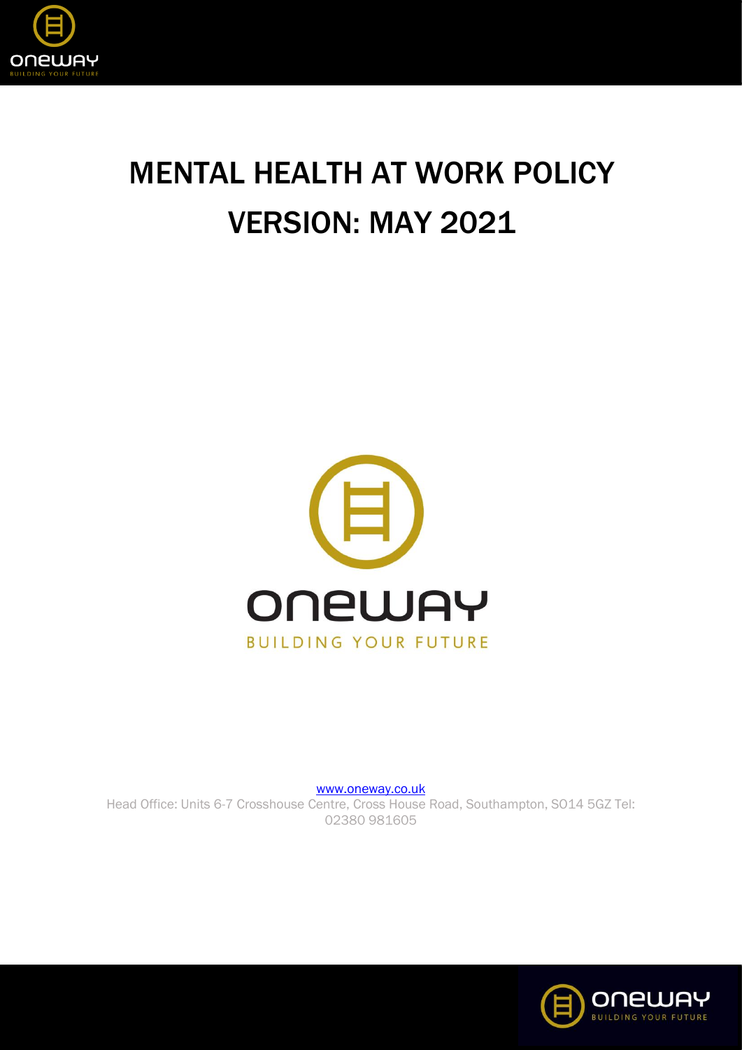# MENTAL HEALTH AT WORK POLICY
# VERSION: MAY 2021

ONEWAY

BUILDING YOUR FUTURE

www.oneway.co.uk

Head Office: Units 6-7 Crosshouse Centre, Cross House Road, Southampton, SO14 5GZ Tel: 02380 981605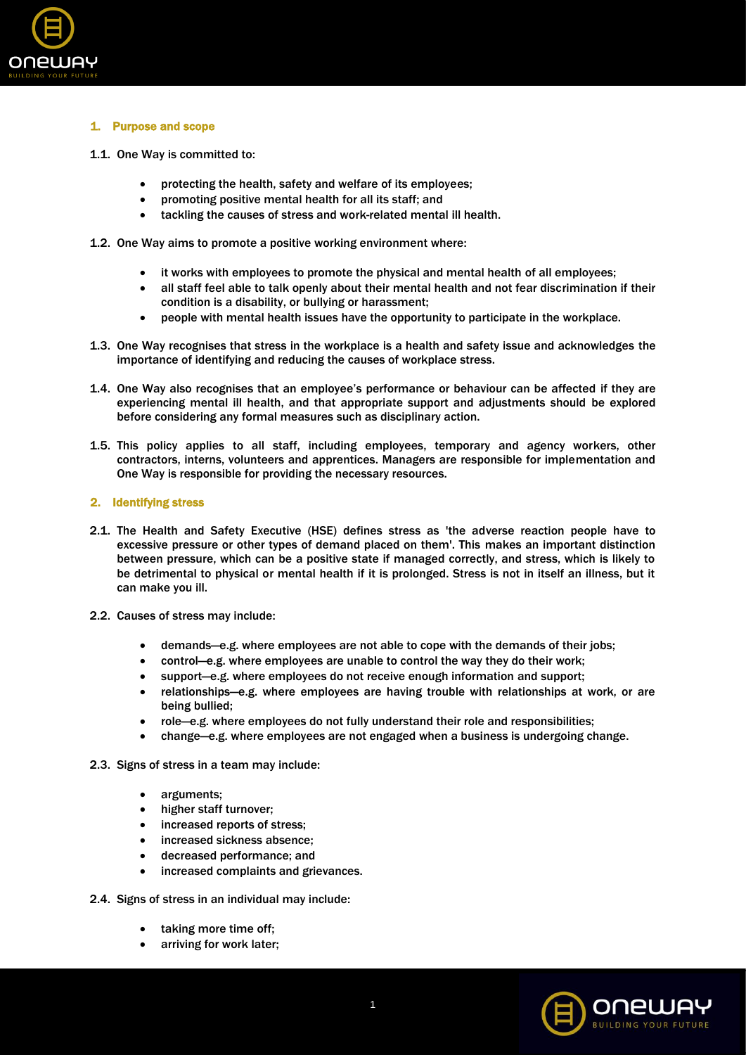## 1. Purpose and scope

1.1. One Way is committed to:

- protecting the health, safety and welfare of its employees;
- promoting positive mental health for all its staff; and
- tackling the causes of stress and work-related mental ill health.

1.2. One Way aims to promote a positive working environment where:

- it works with employees to promote the physical and mental health of all employees;
- all staff feel able to talk openly about their mental health and not fear discrimination if their condition is a disability, or bullying or harassment;
- people with mental health issues have the opportunity to participate in the workplace.

1.3. One Way recognises that stress in the workplace is a health and safety issue and acknowledges the importance of identifying and reducing the causes of workplace stress.

1.4. One Way also recognises that an employee's performance or behaviour can be affected if they are experiencing mental ill health, and that appropriate support and adjustments should be explored before considering any formal measures such as disciplinary action.

1.5. This policy applies to all staff, including employees, temporary and agency workers, other contractors, interns, volunteers and apprentices. Managers are responsible for implementation and One Way is responsible for providing the necessary resources.

## 2. Identifying stress

2.1. The Health and Safety Executive (HSE) defines stress as 'the adverse reaction people have to excessive pressure or other types of demand placed on them'. This makes an important distinction between pressure, which can be a positive state if managed correctly, and stress, which is likely to be detrimental to physical or mental health if it is prolonged. Stress is not in itself an illness, but it can make you ill.

2.2. Causes of stress may include:

- demands—e.g. where employees are not able to cope with the demands of their jobs;
- control—e.g. where employees are unable to control the way they do their work;
- support—e.g. where employees do not receive enough information and support;
- relationships—e.g. where employees are having trouble with relationships at work, or are being bullied;
- role—e.g. where employees do not fully understand their role and responsibilities;
- change—e.g. where employees are not engaged when a business is undergoing change.

2.3. Signs of stress in a team may include:

- arguments;
- higher staff turnover;
- increased reports of stress;
- increased sickness absence;
- decreased performance; and
- increased complaints and grievances.

2.4. Signs of stress in an individual may include:

- taking more time off;
- arriving for work later;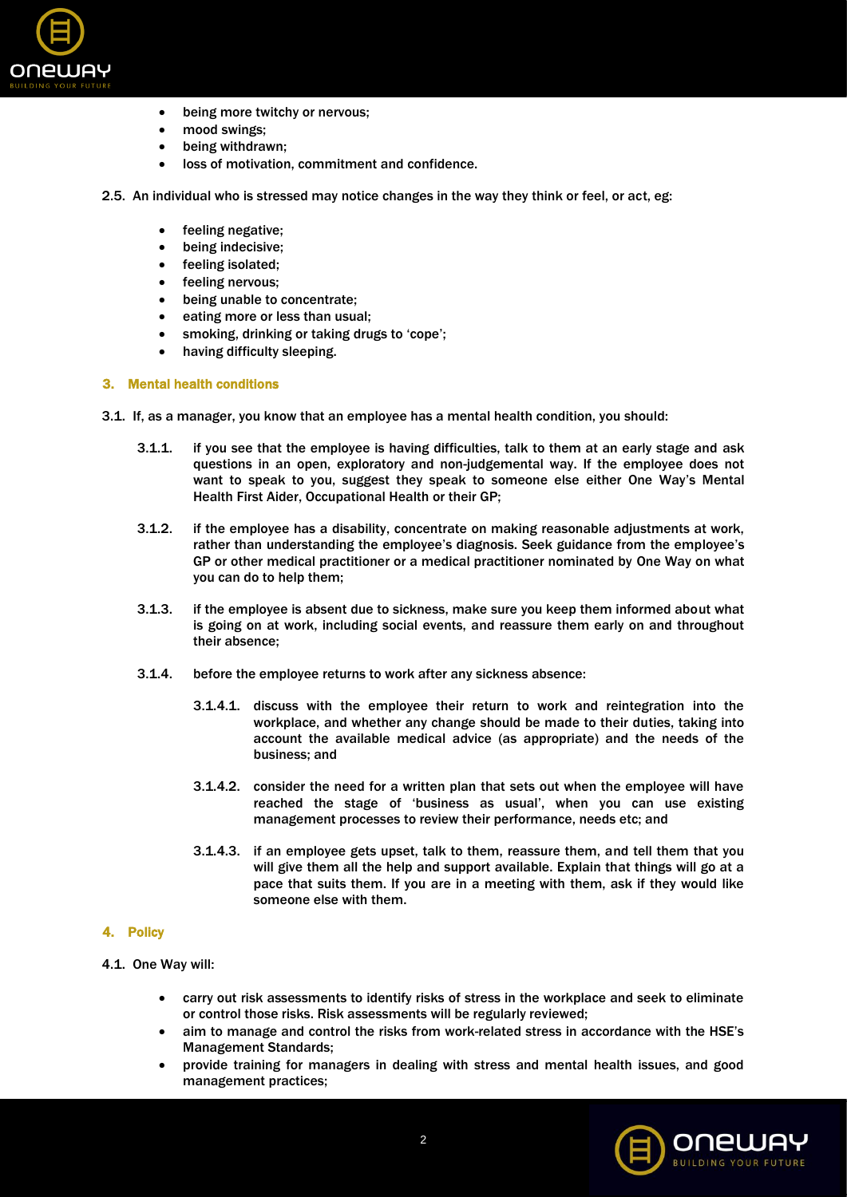- being more twitchy or nervous;
- mood swings;
- being withdrawn;
- loss of motivation, commitment and confidence.

2.5. An individual who is stressed may notice changes in the way they think or feel, or act, eg:

- feeling negative;
- being indecisive;
- feeling isolated;
- feeling nervous;
- being unable to concentrate;
- eating more or less than usual;
- smoking, drinking or taking drugs to 'cope';
- having difficulty sleeping.

## 3. Mental health conditions

3.1. If, as a manager, you know that an employee has a mental health condition, you should:

3.1.1. if you see that the employee is having difficulties, talk to them at an early stage and ask questions in an open, exploratory and non-judgemental way. If the employee does not want to speak to you, suggest they speak to someone else either One Way's Mental Health First Aider, Occupational Health or their GP;

3.1.2. if the employee has a disability, concentrate on making reasonable adjustments at work, rather than understanding the employee's diagnosis. Seek guidance from the employee's GP or other medical practitioner or a medical practitioner nominated by One Way on what you can do to help them;

3.1.3. if the employee is absent due to sickness, make sure you keep them informed about what is going on at work, including social events, and reassure them early on and throughout their absence;

3.1.4. before the employee returns to work after any sickness absence:

3.1.4.1. discuss with the employee their return to work and reintegration into the workplace, and whether any change should be made to their duties, taking into account the available medical advice (as appropriate) and the needs of the business; and

3.1.4.2. consider the need for a written plan that sets out when the employee will have reached the stage of 'business as usual', when you can use existing management processes to review their performance, needs etc; and

3.1.4.3. if an employee gets upset, talk to them, reassure them, and tell them that you will give them all the help and support available. Explain that things will go at a pace that suits them. If you are in a meeting with them, ask if they would like someone else with them.

## 4. Policy

4.1. One Way will:

- carry out risk assessments to identify risks of stress in the workplace and seek to eliminate or control those risks. Risk assessments will be regularly reviewed;
- aim to manage and control the risks from work-related stress in accordance with the HSE's Management Standards;
- provide training for managers in dealing with stress and mental health issues, and good management practices;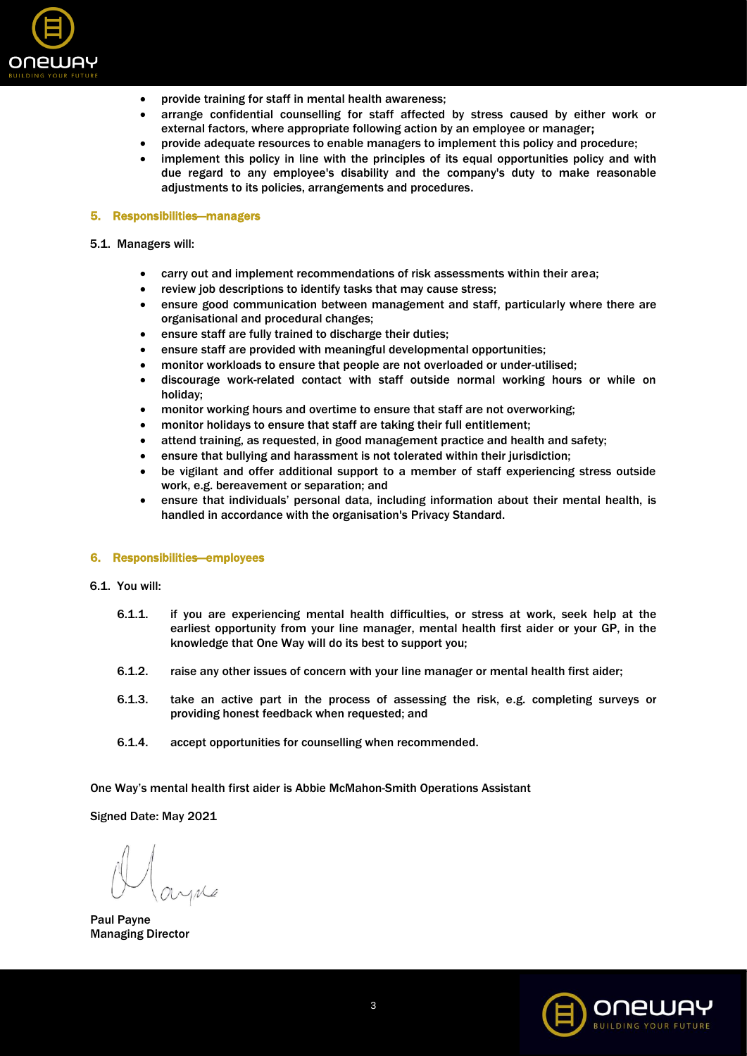- provide training for staff in mental health awareness;
- arrange confidential counselling for staff affected by stress caused by either work or external factors, where appropriate following action by an employee or manager;
- provide adequate resources to enable managers to implement this policy and procedure;
- implement this policy in line with the principles of its equal opportunities policy and with due regard to any employee's disability and the company's duty to make reasonable adjustments to its policies, arrangements and procedures.

## 5. Responsibilities—managers

5.1. Managers will:

- carry out and implement recommendations of risk assessments within their area;
- review job descriptions to identify tasks that may cause stress;
- ensure good communication between management and staff, particularly where there are organisational and procedural changes;
- ensure staff are fully trained to discharge their duties;
- ensure staff are provided with meaningful developmental opportunities;
- monitor workloads to ensure that people are not overloaded or under-utilised;
- discourage work-related contact with staff outside normal working hours or while on holiday;
- monitor working hours and overtime to ensure that staff are not overworking;
- monitor holidays to ensure that staff are taking their full entitlement;
- attend training, as requested, in good management practice and health and safety;
- ensure that bullying and harassment is not tolerated within their jurisdiction;
- be vigilant and offer additional support to a member of staff experiencing stress outside work, e.g. bereavement or separation; and
- ensure that individuals' personal data, including information about their mental health, is handled in accordance with the organisation's Privacy Standard.

## 6. Responsibilities—employees

6.1. You will:

6.1.1. if you are experiencing mental health difficulties, or stress at work, seek help at the earliest opportunity from your line manager, mental health first aider or your GP, in the knowledge that One Way will do its best to support you;

6.1.2. raise any other issues of concern with your line manager or mental health first aider;

6.1.3. take an active part in the process of assessing the risk, e.g. completing surveys or providing honest feedback when requested; and

6.1.4. accept opportunities for counselling when recommended.

One Way's mental health first aider is Abbie McMahon-Smith Operations Assistant

Signed Date: May 2021

Paul Payne
Managing Director